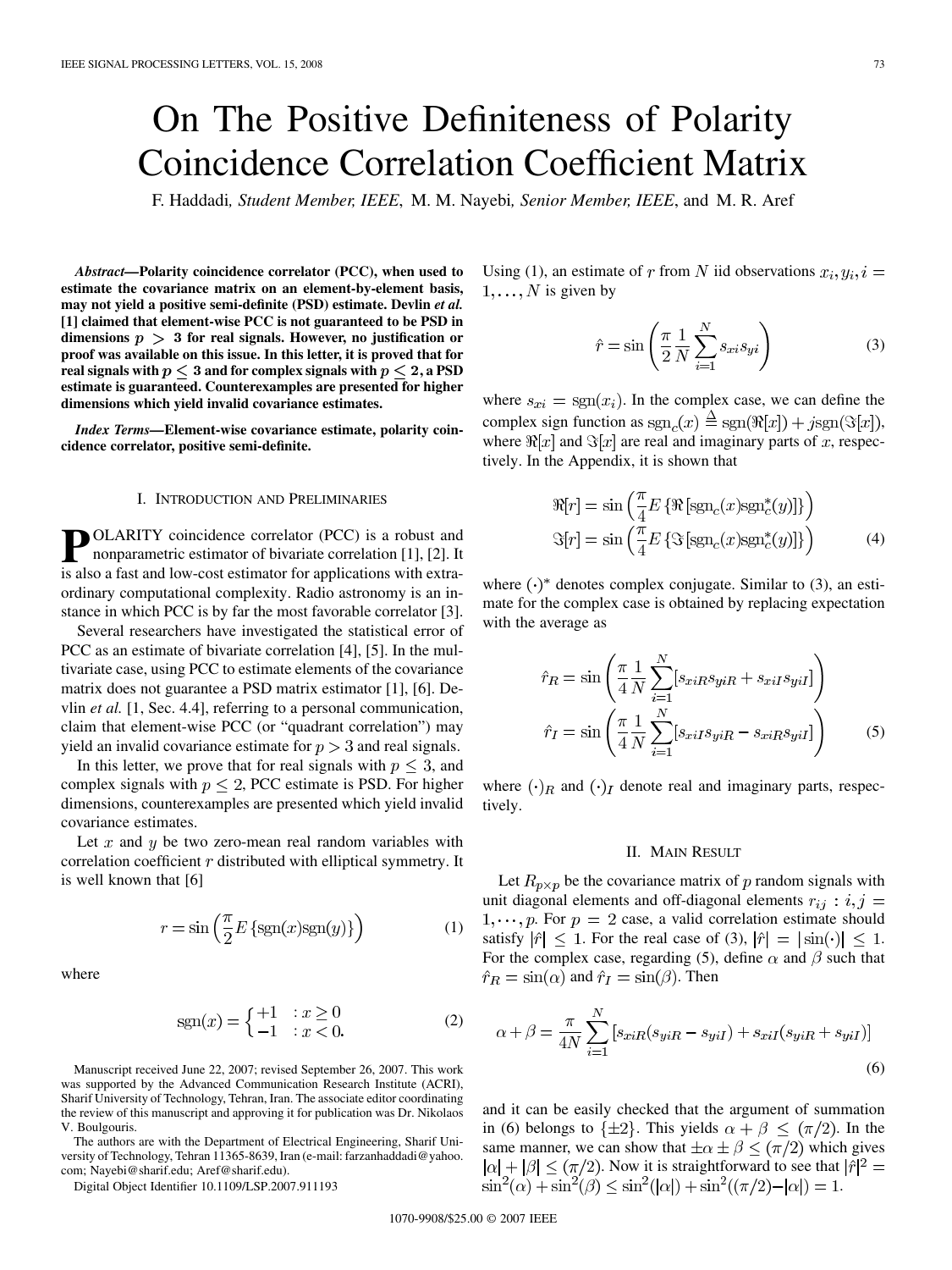# On The Positive Definiteness of Polarity Coincidence Correlation Coefficient Matrix

F. Haddadi, *Student Member, IEEE*, M. M. Nayebi, *Senior Member, IEEE*, and M. R. Aref

***Abstract*—Polarity coincidence correlator (PCC), when used to estimate the covariance matrix on an element-by-element basis, may not yield a positive semi-definite (PSD) estimate. Devlin *et al.* [1] claimed that element-wise PCC is not guaranteed to be PSD in dimensions $p > 3$ for real signals. However, no justification or proof was available on this issue. In this letter, it is proved that for real signals with $p \leq 3$ and for complex signals with $p \leq 2$, a PSD estimate is guaranteed. Counterexamples are presented for higher dimensions which yield invalid covariance estimates.**

***Index Terms*—Element-wise covariance estimate, polarity coincidence correlator, positive semi-definite.**

## I. Introduction and Preliminaries

Polarity coincidence correlator (PCC) is a robust and nonparametric estimator of bivariate correlation [1], [2]. It is also a fast and low-cost estimator for applications with extraordinary computational complexity. Radio astronomy is an instance in which PCC is by far the most favorable correlator [3].

Several researchers have investigated the statistical error of PCC as an estimate of bivariate correlation [4], [5]. In the multivariate case, using PCC to estimate elements of the covariance matrix does not guarantee a PSD matrix estimator [1], [6]. Devlin *et al.* [1, Sec. 4.4], referring to a personal communication, claim that element-wise PCC (or "quadrant correlation") may yield an invalid covariance estimate for $p > 3$ and real signals.

In this letter, we prove that for real signals with $p \leq 3$, and complex signals with $p \leq 2$, PCC estimate is PSD. For higher dimensions, counterexamples are presented which yield invalid covariance estimates.

Let $x$ and $y$ be two zero-mean real random variables with correlation coefficient $r$ distributed with elliptical symmetry. It is well known that [6]

$$r = \sin\left(\frac{\pi}{2} E\left\{\mathrm{sgn}(x)\mathrm{sgn}(y)\right\}\right) \tag{1}$$

where

$$\mathrm{sgn}(x) = \begin{cases} +1 & : x \geq 0 \\ -1 & : x < 0. \end{cases} \tag{2}$$

Using (1), an estimate of $r$ from $N$ iid observations $x_i, y_i, i = 1, \ldots, N$ is given by

$$\hat{r} = \sin\left(\frac{\pi}{2} \frac{1}{N} \sum_{i=1}^{N} s_{xi} s_{yi}\right) \tag{3}$$

where $s_{xi} = \mathrm{sgn}(x_i)$. In the complex case, we can define the complex sign function as $\mathrm{sgn}_c(x) \triangleq \mathrm{sgn}(\Re[x]) + j\mathrm{sgn}(\Im[x])$, where $\Re[x]$ and $\Im[x]$ are real and imaginary parts of $x$, respectively. In the Appendix, it is shown that

$$\begin{aligned} \Re[r] &= \sin\left(\frac{\pi}{4} E\left\{\Re\left[\mathrm{sgn}_c(x)\mathrm{sgn}_c^*(y)\right]\right\}\right) \\ \Im[r] &= \sin\left(\frac{\pi}{4} E\left\{\Im\left[\mathrm{sgn}_c(x)\mathrm{sgn}_c^*(y)\right]\right\}\right) \end{aligned} \tag{4}$$

where $(\cdot)^*$ denotes complex conjugate. Similar to (3), an estimate for the complex case is obtained by replacing expectation with the average as

$$\begin{aligned} \hat{r}_R &= \sin\left(\frac{\pi}{4} \frac{1}{N} \sum_{i=1}^{N} [s_{xiR} s_{yiR} + s_{xiI} s_{yiI}]\right) \\ \hat{r}_I &= \sin\left(\frac{\pi}{4} \frac{1}{N} \sum_{i=1}^{N} [s_{xiI} s_{yiR} - s_{xiR} s_{yiI}]\right) \end{aligned} \tag{5}$$

where $(\cdot)_R$ and $(\cdot)_I$ denote real and imaginary parts, respectively.

## II. Main Result

Let $R_{p\times p}$ be the covariance matrix of $p$ random signals with unit diagonal elements and off-diagonal elements $r_{ij} : i, j = 1, \cdots, p$. For $p = 2$ case, a valid correlation estimate should satisfy $|\hat{r}| \leq 1$. For the real case of (3), $|\hat{r}| = |\sin(\cdot)| \leq 1$. For the complex case, regarding (5), define $\alpha$ and $\beta$ such that $\hat{r}_R = \sin(\alpha)$ and $\hat{r}_I = \sin(\beta)$. Then

$$\alpha + \beta = \frac{\pi}{4N} \sum_{i=1}^{N} \left[s_{xiR}(s_{yiR} - s_{yiI}) + s_{xiI}(s_{yiR} + s_{yiI})\right] \tag{6}$$

and it can be easily checked that the argument of summation in (6) belongs to $\{\pm 2\}$. This yields $\alpha + \beta \leq (\pi/2)$. In the same manner, we can show that $\pm\alpha \pm \beta \leq (\pi/2)$ which gives $|\alpha| + |\beta| \leq (\pi/2)$. Now it is straightforward to see that $|\hat{r}|^2 = \sin^2(\alpha) + \sin^2(\beta) \leq \sin^2(|\alpha|) + \sin^2((\pi/2) - |\alpha|) = 1$.

Manuscript received June 22, 2007; revised September 26, 2007. This work was supported by the Advanced Communication Research Institute (ACRI), Sharif University of Technology, Tehran, Iran. The associate editor coordinating the review of this manuscript and approving it for publication was Dr. Nikolaos V. Boulgouris.

The authors are with the Department of Electrical Engineering, Sharif University of Technology, Tehran 11365-8639, Iran (e-mail: farzanhaddadi@yahoo.com; Nayebi@sharif.edu; Aref@sharif.edu).

Digital Object Identifier 10.1109/LSP.2007.911193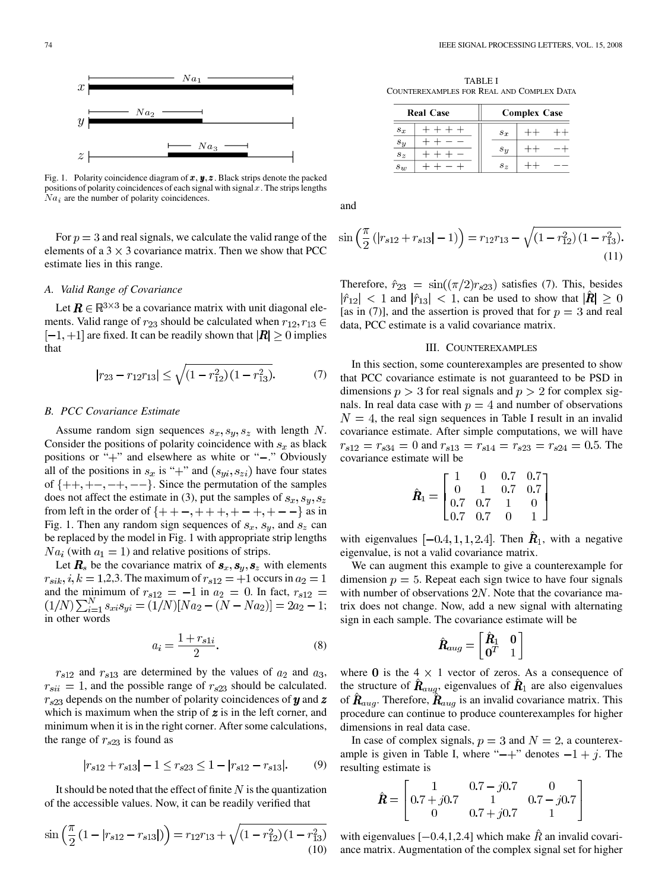Fig. 1. Polarity coincidence diagram of $\boldsymbol{x}, \boldsymbol{y}, \boldsymbol{z}$. Black strips denote the packed positions of polarity coincidences of each signal with signal $x$. The strips lengths $Na_i$ are the number of polarity coincidences.

For $p = 3$ and real signals, we calculate the valid range of the elements of a $3 \times 3$ covariance matrix. Then we show that PCC estimate lies in this range.

### A. Valid Range of Covariance

Let $\boldsymbol{R} \in \mathbb{R}^{3\times 3}$ be a covariance matrix with unit diagonal elements. Valid range of $r_{23}$ should be calculated when $r_{12}, r_{13} \in [-1, +1]$ are fixed. It can be readily shown that $|\boldsymbol{R}| \geq 0$ implies that

$$|r_{23} - r_{12}r_{13}| \leq \sqrt{(1-r_{12}^2)(1-r_{13}^2)}. \tag{7}$$

### B. PCC Covariance Estimate

Assume random sign sequences $s_x, s_y, s_z$ with length $N$. Consider the positions of polarity coincidence with $s_x$ as black positions or "+" and elsewhere as white or "−." Obviously all of the positions in $s_x$ is "+" and $(s_{yi}, s_{zi})$ have four states of $\{++, +-, -+, --\}$. Since the permutation of the samples does not affect the estimate in (3), put the samples of $s_x, s_y, s_z$ from left in the order of $\{++-, +++, +-+, +--\}$ as in Fig. 1. Then any random sign sequences of $s_x$, $s_y$, and $s_z$ can be replaced by the model in Fig. 1 with appropriate strip lengths $Na_i$ (with $a_1 = 1$) and relative positions of strips.

Let $\boldsymbol{R}_s$ be the covariance matrix of $\boldsymbol{s}_x, \boldsymbol{s}_y, \boldsymbol{s}_z$ with elements $r_{sik}, i, k = 1,2,3$. The maximum of $r_{s12} = +1$ occurs in $a_2 = 1$ and the minimum of $r_{s12} = -1$ in $a_2 = 0$. In fact, $r_{s12} = (1/N)\sum_{i=1}^{N} s_{xi}s_{yi} = (1/N)[Na_2 - (N - Na_2)] = 2a_2 - 1$; in other words

$$a_i = \frac{1 + r_{s1i}}{2}. \tag{8}$$

$r_{s12}$ and $r_{s13}$ are determined by the values of $a_2$ and $a_3$, $r_{sii} = 1$, and the possible range of $r_{s23}$ should be calculated. $r_{s23}$ depends on the number of polarity coincidences of $\boldsymbol{y}$ and $\boldsymbol{z}$ which is maximum when the strip of $\boldsymbol{z}$ is in the left corner, and minimum when it is in the right corner. After some calculations, the range of $r_{s23}$ is found as

$$|r_{s12} + r_{s13}| - 1 \leq r_{s23} \leq 1 - |r_{s12} - r_{s13}|. \tag{9}$$

It should be noted that the effect of finite $N$ is the quantization of the accessible values. Now, it can be readily verified that

$$\sin\left(\frac{\pi}{2}\left(1 - |r_{s12} - r_{s13}|\right)\right) = r_{12}r_{13} + \sqrt{(1-r_{12}^2)(1-r_{13}^2)} \tag{10}$$

and

$$\sin\left(\frac{\pi}{2}\left(|r_{s12} + r_{s13}| - 1\right)\right) = r_{12}r_{13} - \sqrt{(1-r_{12}^2)(1-r_{13}^2)}. \tag{11}$$

Therefore, $\hat{r}_{23} = \sin((\pi/2)r_{s23})$ satisfies (7). This, besides $|\hat{r}_{12}| < 1$ and $|\hat{r}_{13}| < 1$, can be used to show that $|\hat{\boldsymbol{R}}| \geq 0$ [as in (7)], and the assertion is proved that for $p = 3$ and real data, PCC estimate is a valid covariance matrix.

## III. Counterexamples

TABLE I
Counterexamples for Real and Complex Data

| Real Case | | Complex Case | |
|---|---|---|---|
| $s_x$ | $++++$ | $s_x$ | $++ \quad ++$ |
| $s_y$ | $++--$ | $s_y$ | $++ \quad -+$ |
| $s_z$ | $+++-$ | $s_z$ | $++ \quad --$ |
| $s_w$ | $++-+$ | | |

In this section, some counterexamples are presented to show that PCC covariance estimate is not guaranteed to be PSD in dimensions $p > 3$ for real signals and $p > 2$ for complex signals. In real data case with $p = 4$ and number of observations $N = 4$, the real sign sequences in Table I result in an invalid covariance estimate. After simple computations, we will have $r_{s12} = r_{s34} = 0$ and $r_{s13} = r_{s14} = r_{s23} = r_{s24} = 0.5$. The covariance estimate will be

$$\hat{\boldsymbol{R}}_1 = \begin{bmatrix} 1 & 0 & 0.7 & 0.7 \\ 0 & 1 & 0.7 & 0.7 \\ 0.7 & 0.7 & 1 & 0 \\ 0.7 & 0.7 & 0 & 1 \end{bmatrix}$$

with eigenvalues $[-0.4, 1, 1, 2.4]$. Then $\hat{\boldsymbol{R}}_1$, with a negative eigenvalue, is not a valid covariance matrix.

We can augment this example to give a counterexample for dimension $p = 5$. Repeat each sign twice to have four signals with number of observations $2N$. Note that the covariance matrix does not change. Now, add a new signal with alternating sign in each sample. The covariance estimate will be

$$\hat{\boldsymbol{R}}_{aug} = \begin{bmatrix} \hat{\boldsymbol{R}}_1 & \boldsymbol{0} \\ \boldsymbol{0}^T & 1 \end{bmatrix}$$

where $\boldsymbol{0}$ is the $4 \times 1$ vector of zeros. As a consequence of the structure of $\hat{\boldsymbol{R}}_{aug}$, eigenvalues of $\hat{\boldsymbol{R}}_1$ are also eigenvalues of $\hat{\boldsymbol{R}}_{aug}$. Therefore, $\hat{\boldsymbol{R}}_{aug}$ is an invalid covariance matrix. This procedure can continue to produce counterexamples for higher dimensions in real data case.

In case of complex signals, $p = 3$ and $N = 2$, a counterexample is given in Table I, where "$-+$" denotes $-1 + j$. The resulting estimate is

$$\hat{\boldsymbol{R}} = \begin{bmatrix} 1 & 0.7 - j0.7 & 0 \\ 0.7 + j0.7 & 1 & 0.7 - j0.7 \\ 0 & 0.7 + j0.7 & 1 \end{bmatrix}$$

with eigenvalues $[-0.4, 1, 2.4]$ which make $\hat{R}$ an invalid covariance matrix. Augmentation of the complex signal set for higher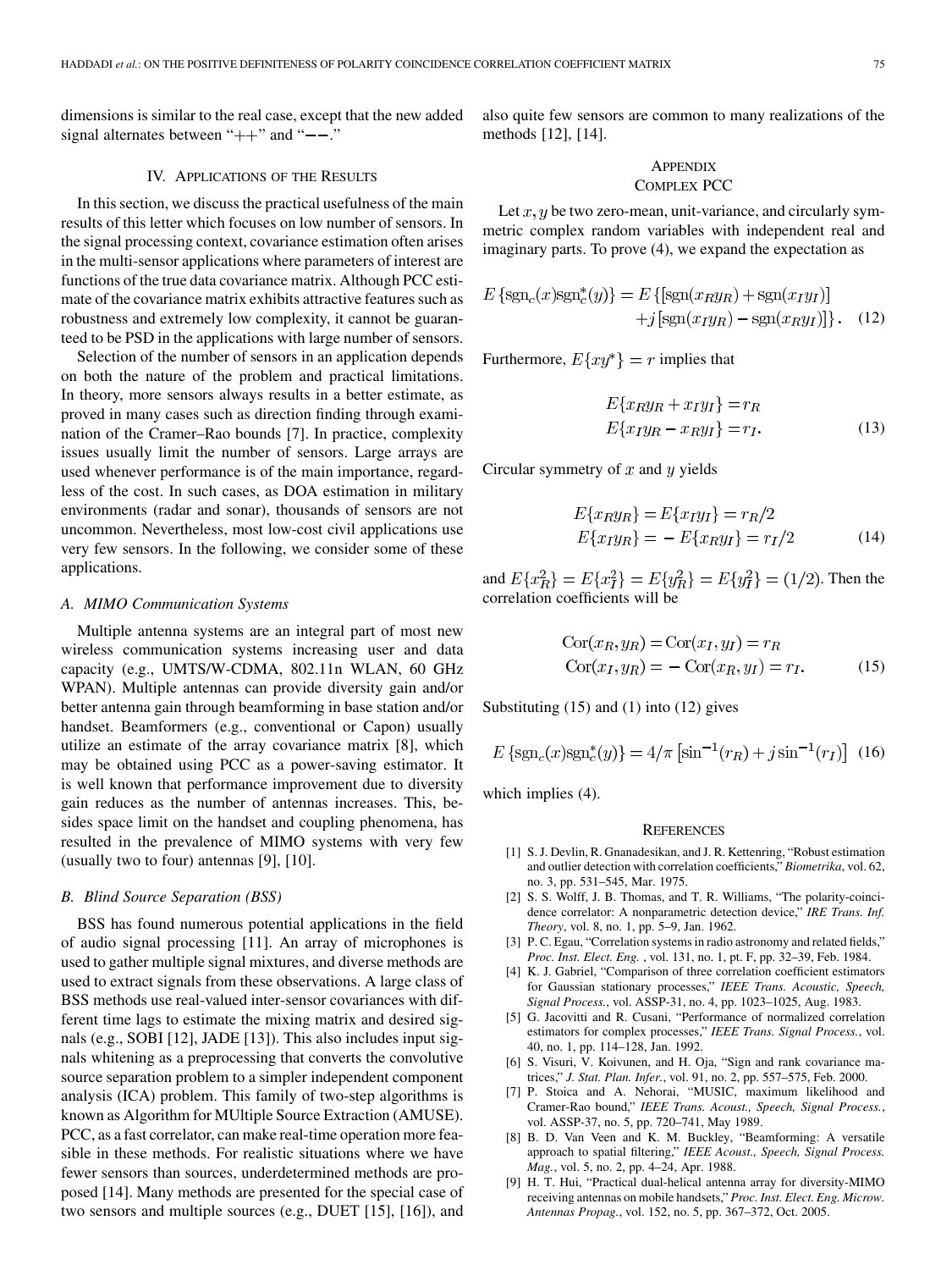dimensions is similar to the real case, except that the new added signal alternates between "++" and "−−."

## IV. Applications of the Results

In this section, we discuss the practical usefulness of the main results of this letter which focuses on low number of sensors. In the signal processing context, covariance estimation often arises in the multi-sensor applications where parameters of interest are functions of the true data covariance matrix. Although PCC estimate of the covariance matrix exhibits attractive features such as robustness and extremely low complexity, it cannot be guaranteed to be PSD in the applications with large number of sensors.

Selection of the number of sensors in an application depends on both the nature of the problem and practical limitations. In theory, more sensors always results in a better estimate, as proved in many cases such as direction finding through examination of the Cramer–Rao bounds [7]. In practice, complexity issues usually limit the number of sensors. Large arrays are used whenever performance is of the main importance, regardless of the cost. In such cases, as DOA estimation in military environments (radar and sonar), thousands of sensors are not uncommon. Nevertheless, most low-cost civil applications use very few sensors. In the following, we consider some of these applications.

### A. MIMO Communication Systems

Multiple antenna systems are an integral part of most new wireless communication systems increasing user and data capacity (e.g., UMTS/W-CDMA, 802.11n WLAN, 60 GHz WPAN). Multiple antennas can provide diversity gain and/or better antenna gain through beamforming in base station and/or handset. Beamformers (e.g., conventional or Capon) usually utilize an estimate of the array covariance matrix [8], which may be obtained using PCC as a power-saving estimator. It is well known that performance improvement due to diversity gain reduces as the number of antennas increases. This, besides space limit on the handset and coupling phenomena, has resulted in the prevalence of MIMO systems with very few (usually two to four) antennas [9], [10].

### B. Blind Source Separation (BSS)

BSS has found numerous potential applications in the field of audio signal processing [11]. An array of microphones is used to gather multiple signal mixtures, and diverse methods are used to extract signals from these observations. A large class of BSS methods use real-valued inter-sensor covariances with different time lags to estimate the mixing matrix and desired signals (e.g., SOBI [12], JADE [13]). This also includes input signals whitening as a preprocessing that converts the convolutive source separation problem to a simpler independent component analysis (ICA) problem. This family of two-step algorithms is known as Algorithm for MUltiple Source Extraction (AMUSE). PCC, as a fast correlator, can make real-time operation more feasible in these methods. For realistic situations where we have fewer sensors than sources, underdetermined methods are proposed [14]. Many methods are presented for the special case of two sensors and multiple sources (e.g., DUET [15], [16]), and also quite few sensors are common to many realizations of the methods [12], [14].

## Appendix
## Complex PCC

Let $x, y$ be two zero-mean, unit-variance, and circularly symmetric complex random variables with independent real and imaginary parts. To prove (4), we expand the expectation as

$$E\{\mathrm{sgn}_c(x)\mathrm{sgn}_c^*(y)\} = E\{[\mathrm{sgn}(x_R y_R) + \mathrm{sgn}(x_I y_I)] + j[\mathrm{sgn}(x_I y_R) - \mathrm{sgn}(x_R y_I)]\}. \quad (12)$$

Furthermore, $E\{xy^*\} = r$ implies that

$$\begin{aligned} E\{x_R y_R + x_I y_I\} &= r_R \\ E\{x_I y_R - x_R y_I\} &= r_I. \end{aligned} \quad (13)$$

Circular symmetry of $x$ and $y$ yields

$$\begin{aligned} E\{x_R y_R\} = E\{x_I y_I\} &= r_R/2 \\ E\{x_I y_R\} = -E\{x_R y_I\} &= r_I/2 \end{aligned} \quad (14)$$

and $E\{x_R^2\} = E\{x_I^2\} = E\{y_R^2\} = E\{y_I^2\} = (1/2)$. Then the correlation coefficients will be

$$\begin{aligned} \mathrm{Cor}(x_R, y_R) = \mathrm{Cor}(x_I, y_I) &= r_R \\ \mathrm{Cor}(x_I, y_R) = -\mathrm{Cor}(x_R, y_I) &= r_I. \end{aligned} \quad (15)$$

Substituting (15) and (1) into (12) gives

$$E\{\mathrm{sgn}_c(x)\mathrm{sgn}_c^*(y)\} = 4/\pi\left[\sin^{-1}(r_R) + j\sin^{-1}(r_I)\right] \quad (16)$$

which implies (4).

## References

[1] S. J. Devlin, R. Gnanadesikan, and J. R. Kettenring, "Robust estimation and outlier detection with correlation coefficients," *Biometrika*, vol. 62, no. 3, pp. 531–545, Mar. 1975.

[2] S. S. Wolff, J. B. Thomas, and T. R. Williams, "The polarity-coincidence correlator: A nonparametric detection device," *IRE Trans. Inf. Theory*, vol. 8, no. 1, pp. 5–9, Jan. 1962.

[3] P. C. Egau, "Correlation systems in radio astronomy and related fields," *Proc. Inst. Elect. Eng.* , vol. 131, no. 1, pt. F, pp. 32–39, Feb. 1984.

[4] K. J. Gabriel, "Comparison of three correlation coefficient estimators for Gaussian stationary processes," *IEEE Trans. Acoustic, Speech, Signal Process.*, vol. ASSP-31, no. 4, pp. 1023–1025, Aug. 1983.

[5] G. Jacovitti and R. Cusani, "Performance of normalized correlation estimators for complex processes," *IEEE Trans. Signal Process.*, vol. 40, no. 1, pp. 114–128, Jan. 1992.

[6] S. Visuri, V. Koivunen, and H. Oja, "Sign and rank covariance matrices," *J. Stat. Plan. Infer.*, vol. 91, no. 2, pp. 557–575, Feb. 2000.

[7] P. Stoica and A. Nehorai, "MUSIC, maximum likelihood and Cramer-Rao bound," *IEEE Trans. Acoust., Speech, Signal Process.*, vol. ASSP-37, no. 5, pp. 720–741, May 1989.

[8] B. D. Van Veen and K. M. Buckley, "Beamforming: A versatile approach to spatial filtering," *IEEE Acoust., Speech, Signal Process. Mag.*, vol. 5, no. 2, pp. 4–24, Apr. 1988.

[9] H. T. Hui, "Practical dual-helical antenna array for diversity-MIMO receiving antennas on mobile handsets," *Proc. Inst. Elect. Eng. Microw. Antennas Propag.*, vol. 152, no. 5, pp. 367–372, Oct. 2005.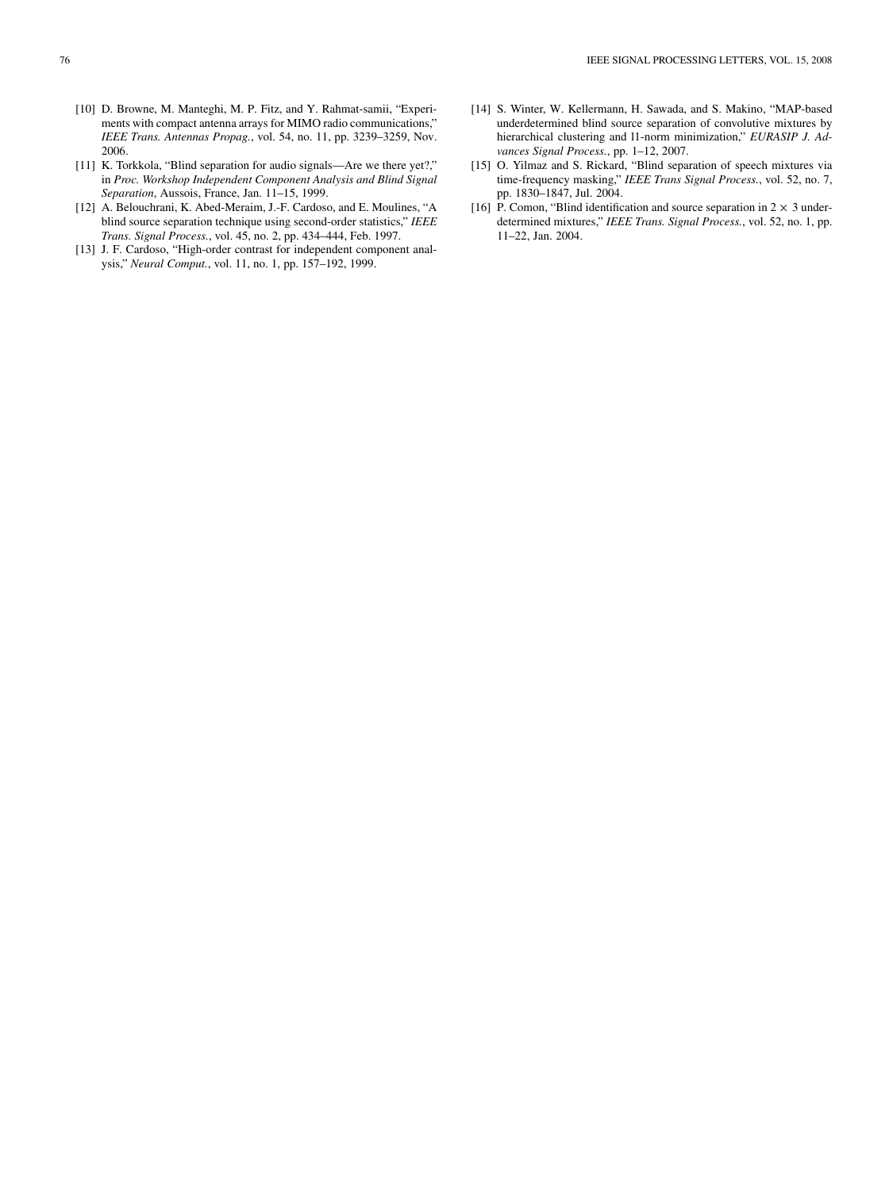[10] D. Browne, M. Manteghi, M. P. Fitz, and Y. Rahmat-samii, "Experiments with compact antenna arrays for MIMO radio communications," *IEEE Trans. Antennas Propag.*, vol. 54, no. 11, pp. 3239–3259, Nov. 2006.

[11] K. Torkkola, "Blind separation for audio signals—Are we there yet?," in *Proc. Workshop Independent Component Analysis and Blind Signal Separation*, Aussois, France, Jan. 11–15, 1999.

[12] A. Belouchrani, K. Abed-Meraim, J.-F. Cardoso, and E. Moulines, "A blind source separation technique using second-order statistics," *IEEE Trans. Signal Process.*, vol. 45, no. 2, pp. 434–444, Feb. 1997.

[13] J. F. Cardoso, "High-order contrast for independent component analysis," *Neural Comput.*, vol. 11, no. 1, pp. 157–192, 1999.

[14] S. Winter, W. Kellermann, H. Sawada, and S. Makino, "MAP-based underdetermined blind source separation of convolutive mixtures by hierarchical clustering and l1-norm minimization," *EURASIP J. Advances Signal Process.*, pp. 1–12, 2007.

[15] O. Yilmaz and S. Rickard, "Blind separation of speech mixtures via time-frequency masking," *IEEE Trans Signal Process.*, vol. 52, no. 7, pp. 1830–1847, Jul. 2004.

[16] P. Comon, "Blind identification and source separation in $2 \times 3$ underdetermined mixtures," *IEEE Trans. Signal Process.*, vol. 52, no. 1, pp. 11–22, Jan. 2004.